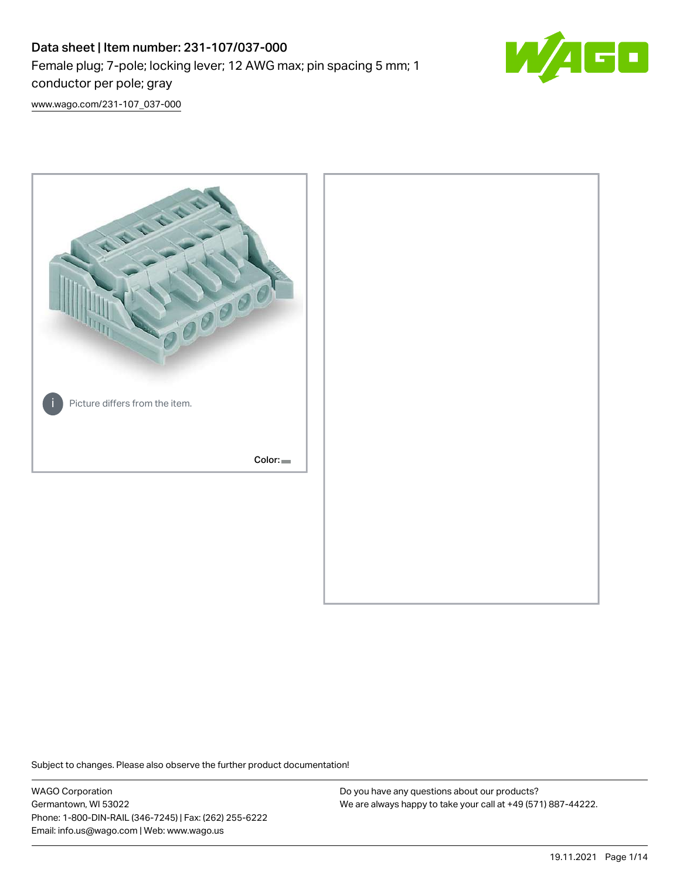# Data sheet | Item number: 231-107/037-000

Female plug; 7-pole; locking lever; 12 AWG max; pin spacing 5 mm; 1 conductor per pole; gray

www.wago.com/231-107_037-000

Picture differs from the item.

Color:

Subject to changes. Please also observe the further product documentation!

WAGO Corporation
Germantown, WI 53022
Phone: 1-800-DIN-RAIL (346-7245) | Fax: (262) 255-6222
Email: info.us@wago.com | Web: www.wago.us

Do you have any questions about our products?
We are always happy to take your call at +49 (571) 887-44222.

19.11.2021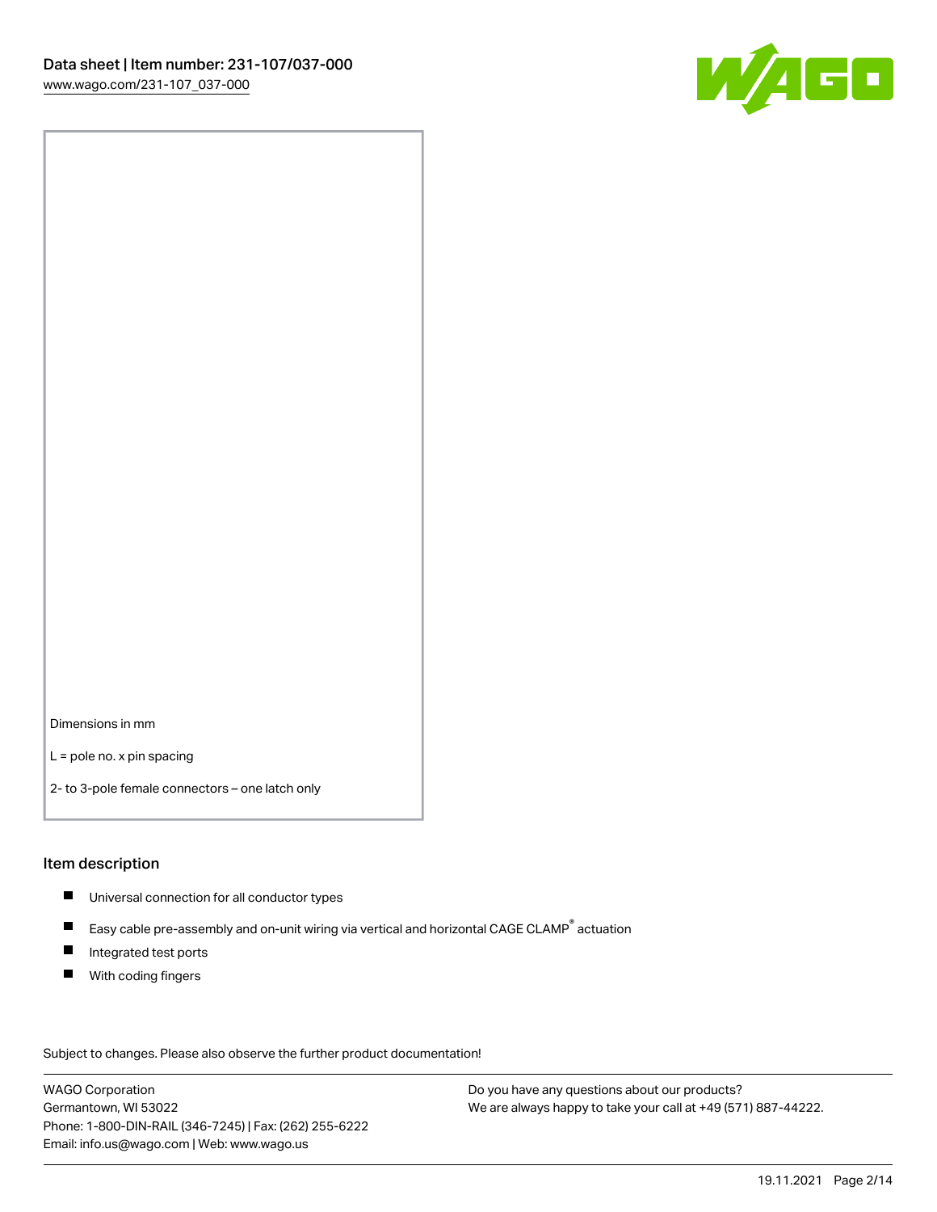Dimensions in mm

L = pole no. x pin spacing

2- to 3-pole female connectors – one latch only

## Item description

- Universal connection for all conductor types
- Easy cable pre-assembly and on-unit wiring via vertical and horizontal CAGE CLAMP® actuation
- Integrated test ports
- With coding fingers

Subject to changes. Please also observe the further product documentation!

WAGO Corporation
Germantown, WI 53022
Phone: 1-800-DIN-RAIL (346-7245) | Fax: (262) 255-6222
Email: info.us@wago.com | Web: www.wago.us

Do you have any questions about our products?
We are always happy to take your call at +49 (571) 887-44222.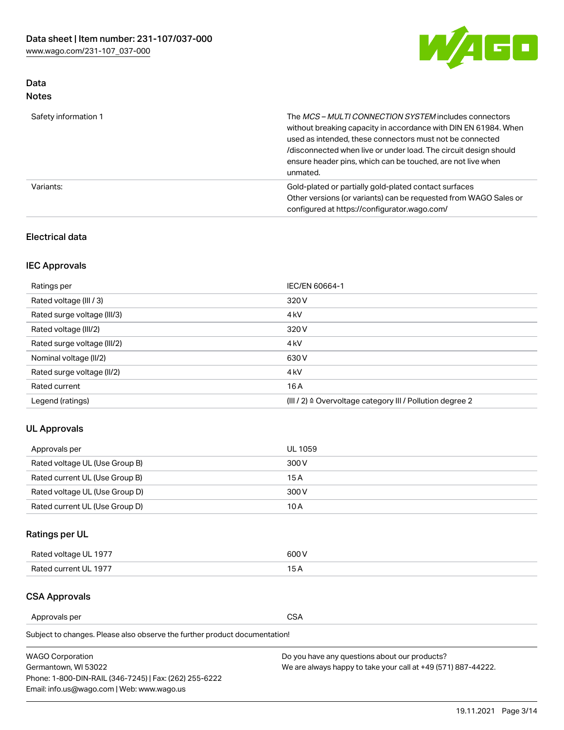## Data
### Notes

| | |
|---|---|
| Safety information 1 | The *MCS – MULTI CONNECTION SYSTEM* includes connectors without breaking capacity in accordance with DIN EN 61984. When used as intended, these connectors must not be connected /disconnected when live or under load. The circuit design should ensure header pins, which can be touched, are not live when unmated. |
| Variants: | Gold-plated or partially gold-plated contact surfaces<br>Other versions (or variants) can be requested from WAGO Sales or configured at https://configurator.wago.com/ |

### Electrical data

### IEC Approvals

| | |
|---|---|
| Ratings per | IEC/EN 60664-1 |
| Rated voltage (III / 3) | 320 V |
| Rated surge voltage (III/3) | 4 kV |
| Rated voltage (III/2) | 320 V |
| Rated surge voltage (III/2) | 4 kV |
| Nominal voltage (II/2) | 630 V |
| Rated surge voltage (II/2) | 4 kV |
| Rated current | 16 A |
| Legend (ratings) | (III / 2) ≙ Overvoltage category III / Pollution degree 2 |

### UL Approvals

| | |
|---|---|
| Approvals per | UL 1059 |
| Rated voltage UL (Use Group B) | 300 V |
| Rated current UL (Use Group B) | 15 A |
| Rated voltage UL (Use Group D) | 300 V |
| Rated current UL (Use Group D) | 10 A |

### Ratings per UL

| | |
|---|---|
| Rated voltage UL 1977 | 600 V |
| Rated current UL 1977 | 15 A |

### CSA Approvals

| | |
|---|---|
| Approvals per | CSA |

Subject to changes. Please also observe the further product documentation!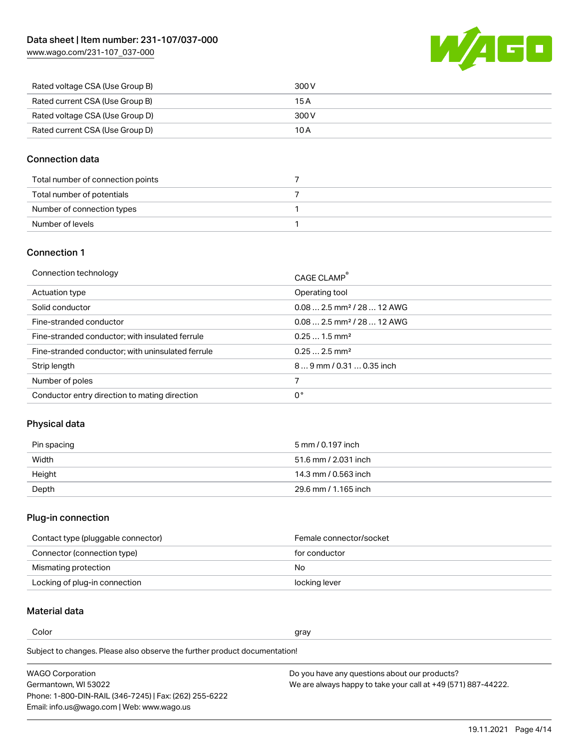| Rated voltage CSA (Use Group B) | 300 V |
| --- | --- |
| Rated current CSA (Use Group B) | 15 A |
| Rated voltage CSA (Use Group D) | 300 V |
| Rated current CSA (Use Group D) | 10 A |

## Connection data

| Total number of connection points | 7 |
| --- | --- |
| Total number of potentials | 7 |
| Number of connection types | 1 |
| Number of levels | 1 |

## Connection 1

| Connection technology | CAGE CLAMP® |
| --- | --- |
| Actuation type | Operating tool |
| Solid conductor | 0.08 … 2.5 mm² / 28 … 12 AWG |
| Fine-stranded conductor | 0.08 … 2.5 mm² / 28 … 12 AWG |
| Fine-stranded conductor; with insulated ferrule | 0.25 … 1.5 mm² |
| Fine-stranded conductor; with uninsulated ferrule | 0.25 … 2.5 mm² |
| Strip length | 8 … 9 mm / 0.31 … 0.35 inch |
| Number of poles | 7 |
| Conductor entry direction to mating direction | 0 ° |

## Physical data

| Pin spacing | 5 mm / 0.197 inch |
| --- | --- |
| Width | 51.6 mm / 2.031 inch |
| Height | 14.3 mm / 0.563 inch |
| Depth | 29.6 mm / 1.165 inch |

## Plug-in connection

| Contact type (pluggable connector) | Female connector/socket |
| --- | --- |
| Connector (connection type) | for conductor |
| Mismating protection | No |
| Locking of plug-in connection | locking lever |

## Material data

| Color | gray |
| --- | --- |

Subject to changes. Please also observe the further product documentation!

WAGO Corporation
Germantown, WI 53022
Phone: 1-800-DIN-RAIL (346-7245) | Fax: (262) 255-6222
Email: info.us@wago.com | Web: www.wago.us

Do you have any questions about our products?
We are always happy to take your call at +49 (571) 887-44222.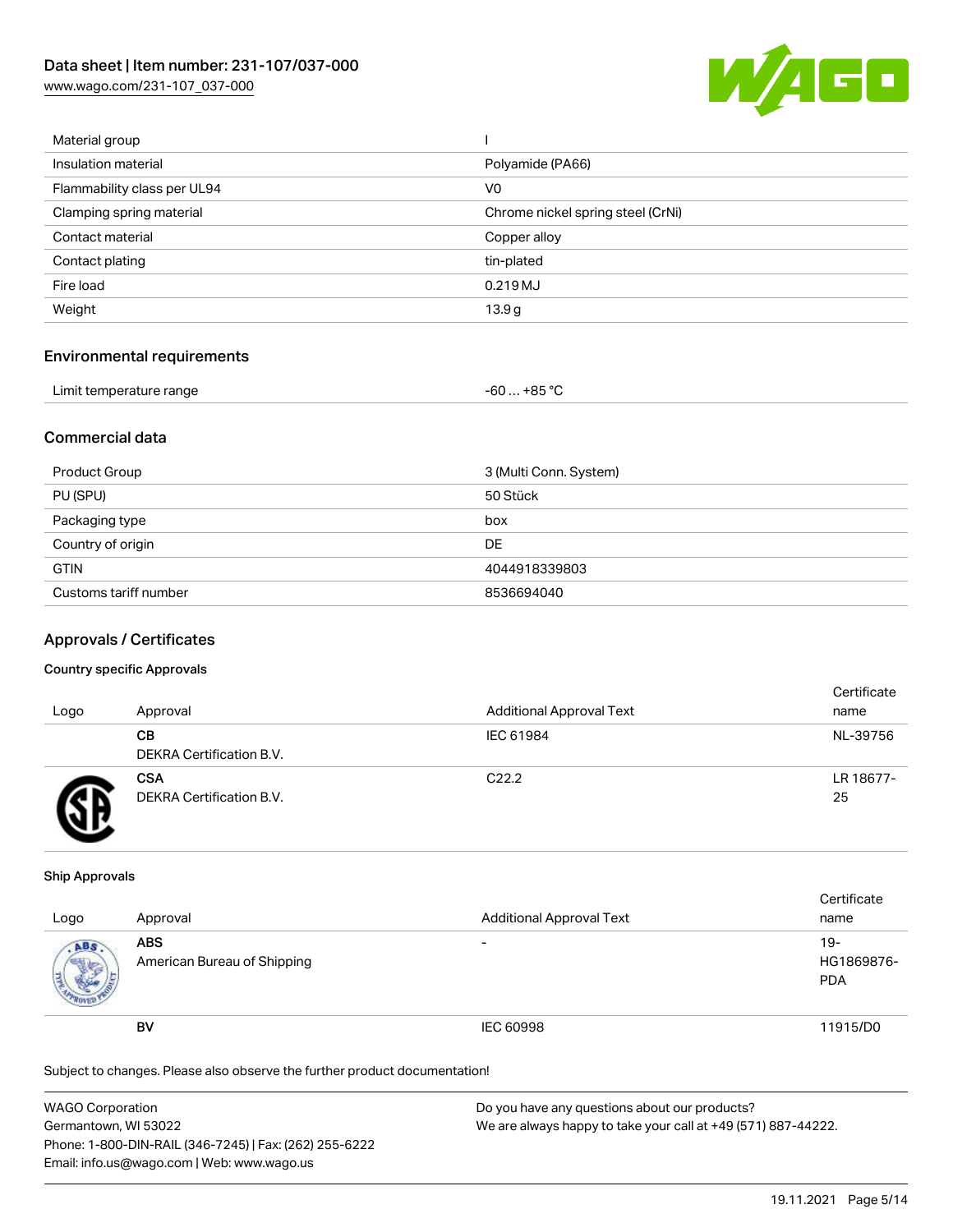| Material group | I |
| --- | --- |
| Insulation material | Polyamide (PA66) |
| Flammability class per UL94 | V0 |
| Clamping spring material | Chrome nickel spring steel (CrNi) |
| Contact material | Copper alloy |
| Contact plating | tin-plated |
| Fire load | 0.219 MJ |
| Weight | 13.9 g |

## Environmental requirements

| Limit temperature range | -60 … +85 °C |
| --- | --- |

## Commercial data

| Product Group | 3 (Multi Conn. System) |
| --- | --- |
| PU (SPU) | 50 Stück |
| Packaging type | box |
| Country of origin | DE |
| GTIN | 4044918339803 |
| Customs tariff number | 8536694040 |

## Approvals / Certificates

### Country specific Approvals

| Logo | Approval | Additional Approval Text | Certificate name |
| --- | --- | --- | --- |
| | **CB** DEKRA Certification B.V. | IEC 61984 | NL-39756 |
| | **CSA** DEKRA Certification B.V. | C22.2 | LR 18677-25 |

### Ship Approvals

| Logo | Approval | Additional Approval Text | Certificate name |
| --- | --- | --- | --- |
| | **ABS** American Bureau of Shipping | - | 19-HG1869876-PDA |
| | **BV** | IEC 60998 | 11915/D0 |

Subject to changes. Please also observe the further product documentation!

WAGO Corporation
Germantown, WI 53022
Phone: 1-800-DIN-RAIL (346-7245) | Fax: (262) 255-6222
Email: info.us@wago.com | Web: www.wago.us

Do you have any questions about our products?
We are always happy to take your call at +49 (571) 887-44222.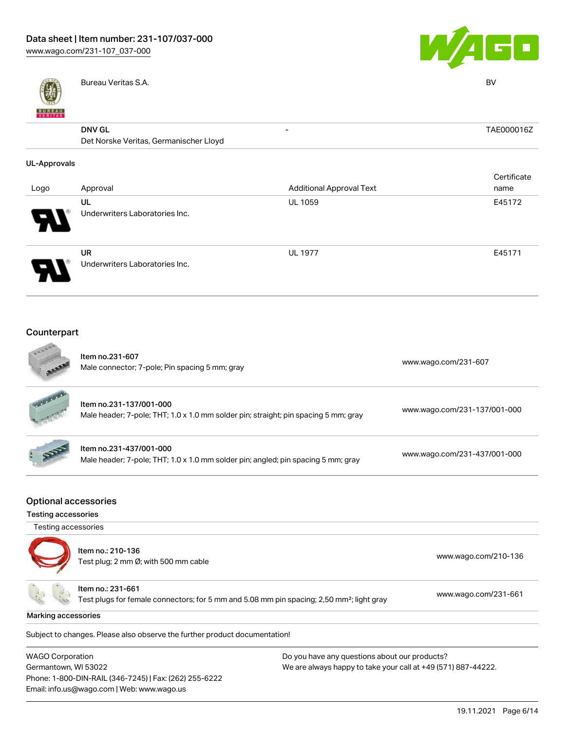| | | | |
|---|---|---|---|
| | Bureau Veritas S.A. | | BV |
| | **DNV GL** Det Norske Veritas, Germanischer Lloyd | - | TAE000016Z |

### UL-Approvals

| Logo | Approval | Additional Approval Text | Certificate name |
|---|---|---|---|
| | **UL** Underwriters Laboratories Inc. | UL 1059 | E45172 |
| | **UR** Underwriters Laboratories Inc. | UL 1977 | E45171 |

## Counterpart

| | | |
|---|---|---|
| | **Item no.231-607** Male connector; 7-pole; Pin spacing 5 mm; gray | www.wago.com/231-607 |
| | **Item no.231-137/001-000** Male header; 7-pole; THT; 1.0 x 1.0 mm solder pin; straight; pin spacing 5 mm; gray | www.wago.com/231-137/001-000 |
| | **Item no.231-437/001-000** Male header; 7-pole; THT; 1.0 x 1.0 mm solder pin; angled; pin spacing 5 mm; gray | www.wago.com/231-437/001-000 |

## Optional accessories

### Testing accessories

Testing accessories

| | | |
|---|---|---|
| | **Item no.: 210-136** Test plug; 2 mm Ø; with 500 mm cable | www.wago.com/210-136 |
| | **Item no.: 231-661** Test plugs for female connectors; for 5 mm and 5.08 mm pin spacing; 2,50 mm²; light gray | www.wago.com/231-661 |

### Marking accessories

Subject to changes. Please also observe the further product documentation!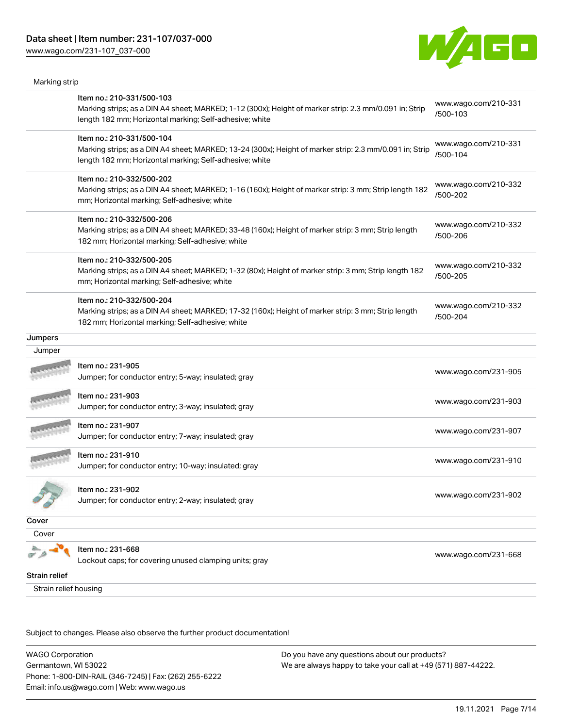Marking strip

| | | |
|---|---|---|
| | Item no.: 210-331/500-103<br>Marking strips; as a DIN A4 sheet; MARKED; 1-12 (300x); Height of marker strip: 2.3 mm/0.091 in; Strip length 182 mm; Horizontal marking; Self-adhesive; white | www.wago.com/210-331/500-103 |
| | Item no.: 210-331/500-104<br>Marking strips; as a DIN A4 sheet; MARKED; 13-24 (300x); Height of marker strip: 2.3 mm/0.091 in; Strip length 182 mm; Horizontal marking; Self-adhesive; white | www.wago.com/210-331/500-104 |
| | Item no.: 210-332/500-202<br>Marking strips; as a DIN A4 sheet; MARKED; 1-16 (160x); Height of marker strip: 3 mm; Strip length 182 mm; Horizontal marking; Self-adhesive; white | www.wago.com/210-332/500-202 |
| | Item no.: 210-332/500-206<br>Marking strips; as a DIN A4 sheet; MARKED; 33-48 (160x); Height of marker strip: 3 mm; Strip length 182 mm; Horizontal marking; Self-adhesive; white | www.wago.com/210-332/500-206 |
| | Item no.: 210-332/500-205<br>Marking strips; as a DIN A4 sheet; MARKED; 1-32 (80x); Height of marker strip: 3 mm; Strip length 182 mm; Horizontal marking; Self-adhesive; white | www.wago.com/210-332/500-205 |
| | Item no.: 210-332/500-204<br>Marking strips; as a DIN A4 sheet; MARKED; 17-32 (160x); Height of marker strip: 3 mm; Strip length 182 mm; Horizontal marking; Self-adhesive; white | www.wago.com/210-332/500-204 |

**Jumpers**

Jumper

| | | |
|---|---|---|
| | Item no.: 231-905<br>Jumper; for conductor entry; 5-way; insulated; gray | www.wago.com/231-905 |
| | Item no.: 231-903<br>Jumper; for conductor entry; 3-way; insulated; gray | www.wago.com/231-903 |
| | Item no.: 231-907<br>Jumper; for conductor entry; 7-way; insulated; gray | www.wago.com/231-907 |
| | Item no.: 231-910<br>Jumper; for conductor entry; 10-way; insulated; gray | www.wago.com/231-910 |
| | Item no.: 231-902<br>Jumper; for conductor entry; 2-way; insulated; gray | www.wago.com/231-902 |

**Cover**

Cover

| | | |
|---|---|---|
| | Item no.: 231-668<br>Lockout caps; for covering unused clamping units; gray | www.wago.com/231-668 |

**Strain relief**

Strain relief housing

Subject to changes. Please also observe the further product documentation!

WAGO Corporation
Germantown, WI 53022
Phone: 1-800-DIN-RAIL (346-7245) | Fax: (262) 255-6222
Email: info.us@wago.com | Web: www.wago.us

Do you have any questions about our products?
We are always happy to take your call at +49 (571) 887-44222.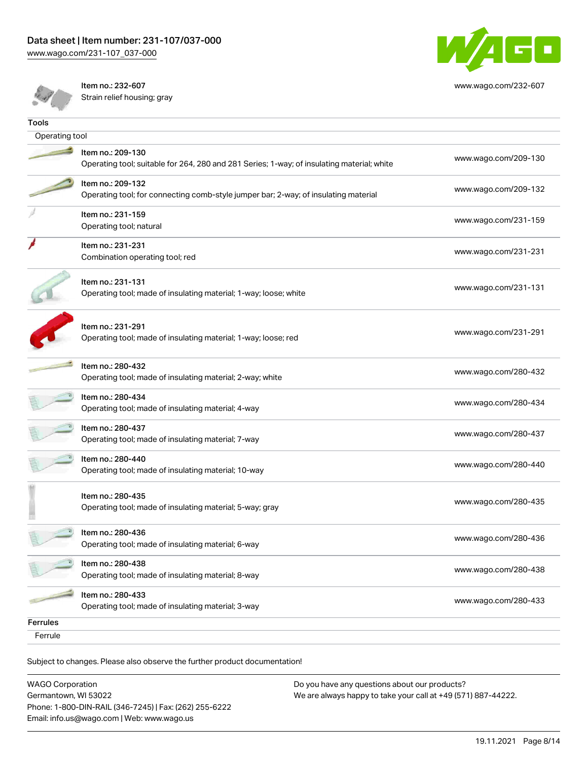| | | |
|---|---|---|
| | Item no.: 232-607<br>Strain relief housing; gray | www.wago.com/232-607 |

## Tools

Operating tool

| | | |
|---|---|---|
| | Item no.: 209-130<br>Operating tool; suitable for 264, 280 and 281 Series; 1-way; of insulating material; white | www.wago.com/209-130 |
| | Item no.: 209-132<br>Operating tool; for connecting comb-style jumper bar; 2-way; of insulating material | www.wago.com/209-132 |
| | Item no.: 231-159<br>Operating tool; natural | www.wago.com/231-159 |
| | Item no.: 231-231<br>Combination operating tool; red | www.wago.com/231-231 |
| | Item no.: 231-131<br>Operating tool; made of insulating material; 1-way; loose; white | www.wago.com/231-131 |
| | Item no.: 231-291<br>Operating tool; made of insulating material; 1-way; loose; red | www.wago.com/231-291 |
| | Item no.: 280-432<br>Operating tool; made of insulating material; 2-way; white | www.wago.com/280-432 |
| | Item no.: 280-434<br>Operating tool; made of insulating material; 4-way | www.wago.com/280-434 |
| | Item no.: 280-437<br>Operating tool; made of insulating material; 7-way | www.wago.com/280-437 |
| | Item no.: 280-440<br>Operating tool; made of insulating material; 10-way | www.wago.com/280-440 |
| | Item no.: 280-435<br>Operating tool; made of insulating material; 5-way; gray | www.wago.com/280-435 |
| | Item no.: 280-436<br>Operating tool; made of insulating material; 6-way | www.wago.com/280-436 |
| | Item no.: 280-438<br>Operating tool; made of insulating material; 8-way | www.wago.com/280-438 |
| | Item no.: 280-433<br>Operating tool; made of insulating material; 3-way | www.wago.com/280-433 |

## Ferrules

Ferrule

Subject to changes. Please also observe the further product documentation!

WAGO Corporation
Germantown, WI 53022
Phone: 1-800-DIN-RAIL (346-7245) | Fax: (262) 255-6222
Email: info.us@wago.com | Web: www.wago.us

Do you have any questions about our products?
We are always happy to take your call at +49 (571) 887-44222.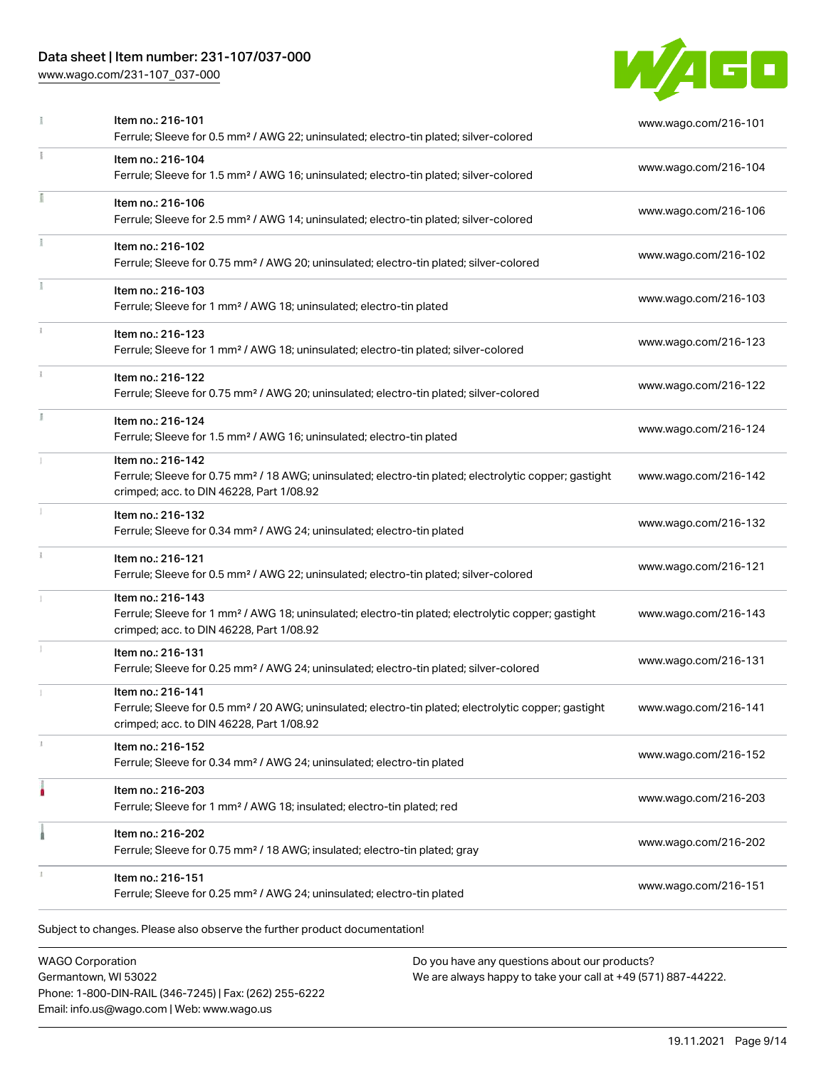| Item | URL |
|---|---|
| Item no.: 216-101<br>Ferrule; Sleeve for 0.5 mm² / AWG 22; uninsulated; electro-tin plated; silver-colored | www.wago.com/216-101 |
| Item no.: 216-104<br>Ferrule; Sleeve for 1.5 mm² / AWG 16; uninsulated; electro-tin plated; silver-colored | www.wago.com/216-104 |
| Item no.: 216-106<br>Ferrule; Sleeve for 2.5 mm² / AWG 14; uninsulated; electro-tin plated; silver-colored | www.wago.com/216-106 |
| Item no.: 216-102<br>Ferrule; Sleeve for 0.75 mm² / AWG 20; uninsulated; electro-tin plated; silver-colored | www.wago.com/216-102 |
| Item no.: 216-103<br>Ferrule; Sleeve for 1 mm² / AWG 18; uninsulated; electro-tin plated | www.wago.com/216-103 |
| Item no.: 216-123<br>Ferrule; Sleeve for 1 mm² / AWG 18; uninsulated; electro-tin plated; silver-colored | www.wago.com/216-123 |
| Item no.: 216-122<br>Ferrule; Sleeve for 0.75 mm² / AWG 20; uninsulated; electro-tin plated; silver-colored | www.wago.com/216-122 |
| Item no.: 216-124<br>Ferrule; Sleeve for 1.5 mm² / AWG 16; uninsulated; electro-tin plated | www.wago.com/216-124 |
| Item no.: 216-142<br>Ferrule; Sleeve for 0.75 mm² / 18 AWG; uninsulated; electro-tin plated; electrolytic copper; gastight crimped; acc. to DIN 46228, Part 1/08.92 | www.wago.com/216-142 |
| Item no.: 216-132<br>Ferrule; Sleeve for 0.34 mm² / AWG 24; uninsulated; electro-tin plated | www.wago.com/216-132 |
| Item no.: 216-121<br>Ferrule; Sleeve for 0.5 mm² / AWG 22; uninsulated; electro-tin plated; silver-colored | www.wago.com/216-121 |
| Item no.: 216-143<br>Ferrule; Sleeve for 1 mm² / AWG 18; uninsulated; electro-tin plated; electrolytic copper; gastight crimped; acc. to DIN 46228, Part 1/08.92 | www.wago.com/216-143 |
| Item no.: 216-131<br>Ferrule; Sleeve for 0.25 mm² / AWG 24; uninsulated; electro-tin plated; silver-colored | www.wago.com/216-131 |
| Item no.: 216-141<br>Ferrule; Sleeve for 0.5 mm² / 20 AWG; uninsulated; electro-tin plated; electrolytic copper; gastight crimped; acc. to DIN 46228, Part 1/08.92 | www.wago.com/216-141 |
| Item no.: 216-152<br>Ferrule; Sleeve for 0.34 mm² / AWG 24; uninsulated; electro-tin plated | www.wago.com/216-152 |
| Item no.: 216-203<br>Ferrule; Sleeve for 1 mm² / AWG 18; insulated; electro-tin plated; red | www.wago.com/216-203 |
| Item no.: 216-202<br>Ferrule; Sleeve for 0.75 mm² / 18 AWG; insulated; electro-tin plated; gray | www.wago.com/216-202 |
| Item no.: 216-151<br>Ferrule; Sleeve for 0.25 mm² / AWG 24; uninsulated; electro-tin plated | www.wago.com/216-151 |

Subject to changes. Please also observe the further product documentation!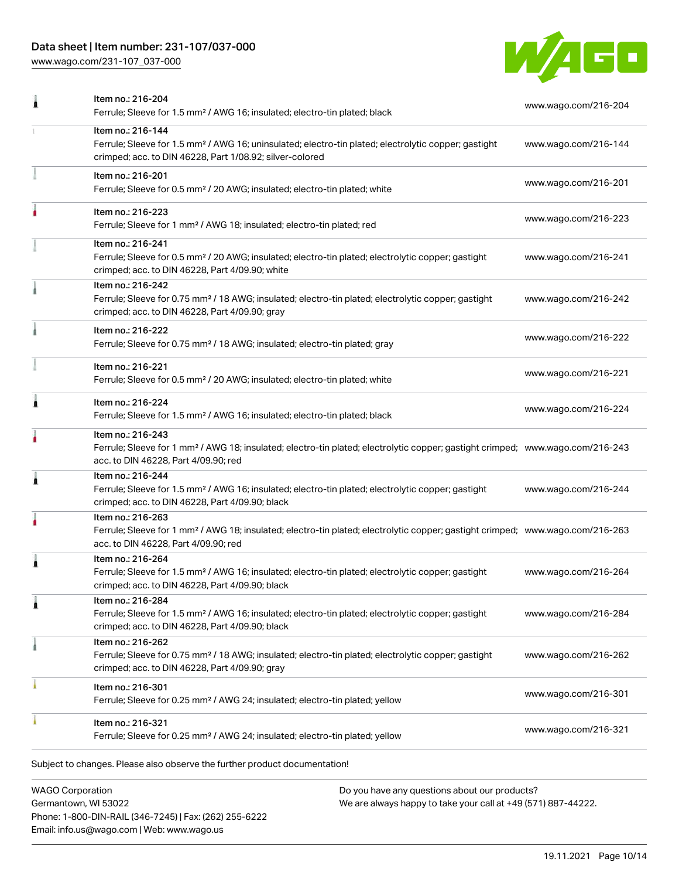| | | |
|---|---|---|
| | Item no.: 216-204<br>Ferrule; Sleeve for 1.5 mm² / AWG 16; insulated; electro-tin plated; black | www.wago.com/216-204 |
| | Item no.: 216-144<br>Ferrule; Sleeve for 1.5 mm² / AWG 16; uninsulated; electro-tin plated; electrolytic copper; gastight crimped; acc. to DIN 46228, Part 1/08.92; silver-colored | www.wago.com/216-144 |
| | Item no.: 216-201<br>Ferrule; Sleeve for 0.5 mm² / 20 AWG; insulated; electro-tin plated; white | www.wago.com/216-201 |
| | Item no.: 216-223<br>Ferrule; Sleeve for 1 mm² / AWG 18; insulated; electro-tin plated; red | www.wago.com/216-223 |
| | Item no.: 216-241<br>Ferrule; Sleeve for 0.5 mm² / 20 AWG; insulated; electro-tin plated; electrolytic copper; gastight crimped; acc. to DIN 46228, Part 4/09.90; white | www.wago.com/216-241 |
| | Item no.: 216-242<br>Ferrule; Sleeve for 0.75 mm² / 18 AWG; insulated; electro-tin plated; electrolytic copper; gastight crimped; acc. to DIN 46228, Part 4/09.90; gray | www.wago.com/216-242 |
| | Item no.: 216-222<br>Ferrule; Sleeve for 0.75 mm² / 18 AWG; insulated; electro-tin plated; gray | www.wago.com/216-222 |
| | Item no.: 216-221<br>Ferrule; Sleeve for 0.5 mm² / 20 AWG; insulated; electro-tin plated; white | www.wago.com/216-221 |
| | Item no.: 216-224<br>Ferrule; Sleeve for 1.5 mm² / AWG 16; insulated; electro-tin plated; black | www.wago.com/216-224 |
| | Item no.: 216-243<br>Ferrule; Sleeve for 1 mm² / AWG 18; insulated; electro-tin plated; electrolytic copper; gastight crimped; acc. to DIN 46228, Part 4/09.90; red | www.wago.com/216-243 |
| | Item no.: 216-244<br>Ferrule; Sleeve for 1.5 mm² / AWG 16; insulated; electro-tin plated; electrolytic copper; gastight crimped; acc. to DIN 46228, Part 4/09.90; black | www.wago.com/216-244 |
| | Item no.: 216-263<br>Ferrule; Sleeve for 1 mm² / AWG 18; insulated; electro-tin plated; electrolytic copper; gastight crimped; acc. to DIN 46228, Part 4/09.90; red | www.wago.com/216-263 |
| | Item no.: 216-264<br>Ferrule; Sleeve for 1.5 mm² / AWG 16; insulated; electro-tin plated; electrolytic copper; gastight crimped; acc. to DIN 46228, Part 4/09.90; black | www.wago.com/216-264 |
| | Item no.: 216-284<br>Ferrule; Sleeve for 1.5 mm² / AWG 16; insulated; electro-tin plated; electrolytic copper; gastight crimped; acc. to DIN 46228, Part 4/09.90; black | www.wago.com/216-284 |
| | Item no.: 216-262<br>Ferrule; Sleeve for 0.75 mm² / 18 AWG; insulated; electro-tin plated; electrolytic copper; gastight crimped; acc. to DIN 46228, Part 4/09.90; gray | www.wago.com/216-262 |
| | Item no.: 216-301<br>Ferrule; Sleeve for 0.25 mm² / AWG 24; insulated; electro-tin plated; yellow | www.wago.com/216-301 |
| | Item no.: 216-321<br>Ferrule; Sleeve for 0.25 mm² / AWG 24; insulated; electro-tin plated; yellow | www.wago.com/216-321 |

Subject to changes. Please also observe the further product documentation!

WAGO Corporation
Germantown, WI 53022
Phone: 1-800-DIN-RAIL (346-7245) | Fax: (262) 255-6222
Email: info.us@wago.com | Web: www.wago.us

Do you have any questions about our products?
We are always happy to take your call at +49 (571) 887-44222.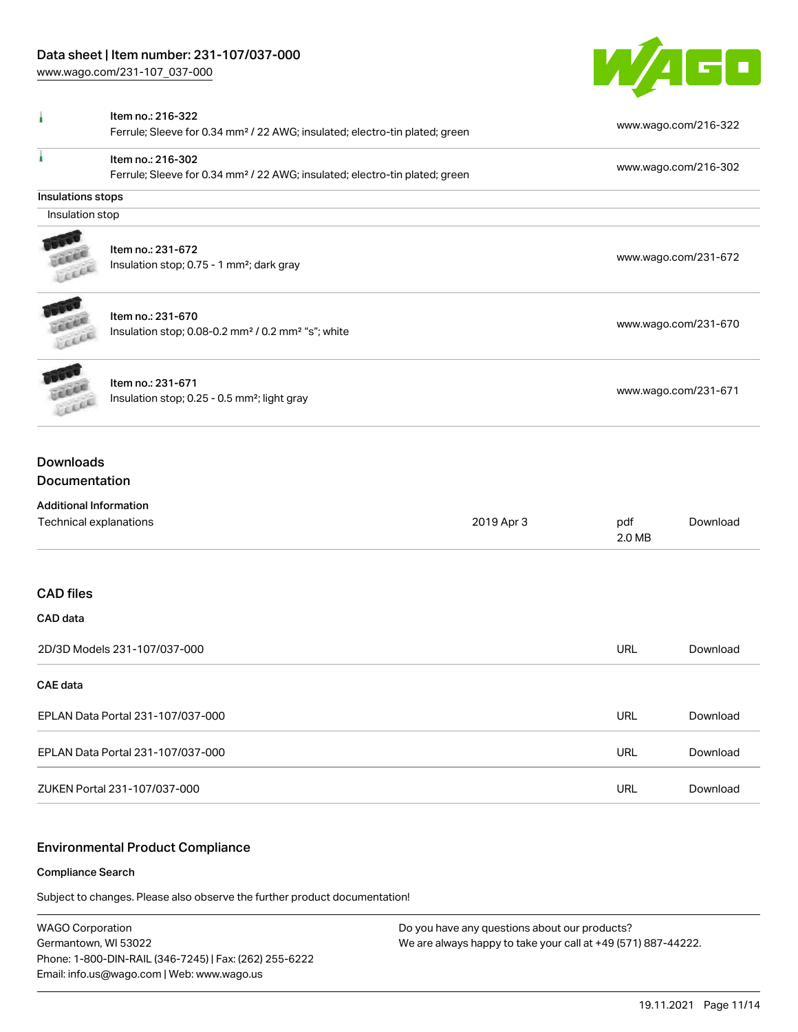| | | |
|---|---|---|
| | Item no.: 216-322<br>Ferrule; Sleeve for 0.34 mm² / 22 AWG; insulated; electro-tin plated; green | www.wago.com/216-322 |
| | Item no.: 216-302<br>Ferrule; Sleeve for 0.34 mm² / 22 AWG; insulated; electro-tin plated; green | www.wago.com/216-302 |

**Insulations stops**

Insulation stop

| | | |
|---|---|---|
| | Item no.: 231-672<br>Insulation stop; 0.75 - 1 mm²; dark gray | www.wago.com/231-672 |
| | Item no.: 231-670<br>Insulation stop; 0.08-0.2 mm² / 0.2 mm² "s"; white | www.wago.com/231-670 |
| | Item no.: 231-671<br>Insulation stop; 0.25 - 0.5 mm²; light gray | www.wago.com/231-671 |

## Downloads

### Documentation

**Additional Information**

| | | | |
|---|---|---|---|
| Technical explanations | 2019 Apr 3 | pdf<br>2.0 MB | Download |

### CAD files

**CAD data**

| | | |
|---|---|---|
| 2D/3D Models 231-107/037-000 | URL | Download |

**CAE data**

| | | |
|---|---|---|
| EPLAN Data Portal 231-107/037-000 | URL | Download |
| EPLAN Data Portal 231-107/037-000 | URL | Download |
| ZUKEN Portal 231-107/037-000 | URL | Download |

### Environmental Product Compliance

**Compliance Search**

Subject to changes. Please also observe the further product documentation!

WAGO Corporation
Germantown, WI 53022
Phone: 1-800-DIN-RAIL (346-7245) | Fax: (262) 255-6222
Email: info.us@wago.com | Web: www.wago.us

Do you have any questions about our products?
We are always happy to take your call at +49 (571) 887-44222.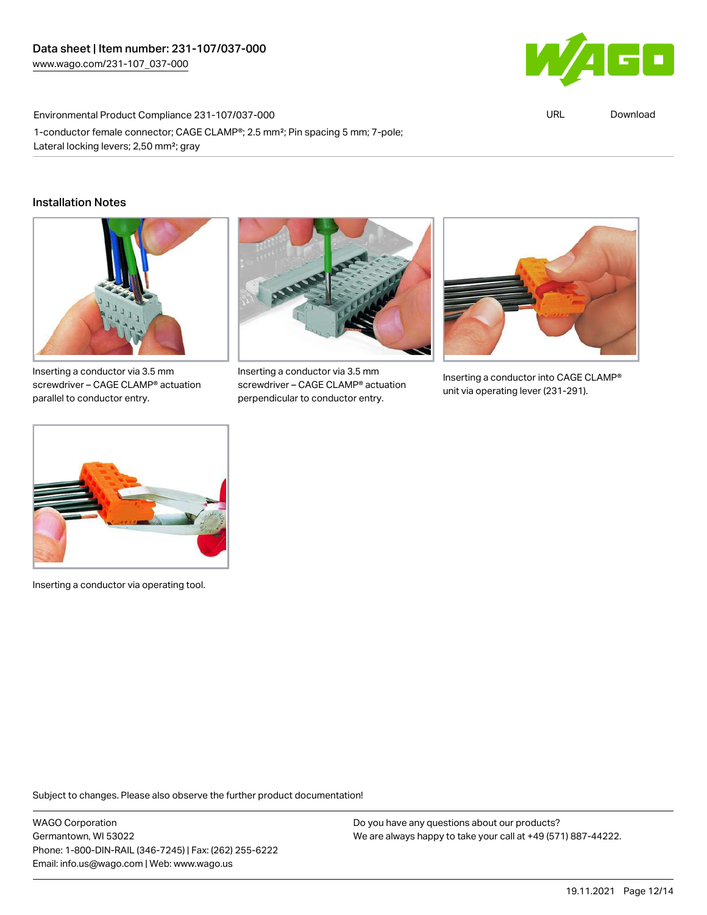Environmental Product Compliance 231-107/037-000 URL Download

1-conductor female connector; CAGE CLAMP®; 2.5 mm²; Pin spacing 5 mm; 7-pole; Lateral locking levers; 2,50 mm²; gray

## Installation Notes

Inserting a conductor via 3.5 mm screwdriver – CAGE CLAMP® actuation parallel to conductor entry.

Inserting a conductor via 3.5 mm screwdriver – CAGE CLAMP® actuation perpendicular to conductor entry.

Inserting a conductor into CAGE CLAMP® unit via operating lever (231-291).

Inserting a conductor via operating tool.

Subject to changes. Please also observe the further product documentation!

WAGO Corporation
Germantown, WI 53022
Phone: 1-800-DIN-RAIL (346-7245) | Fax: (262) 255-6222
Email: info.us@wago.com | Web: www.wago.us

Do you have any questions about our products?
We are always happy to take your call at +49 (571) 887-44222.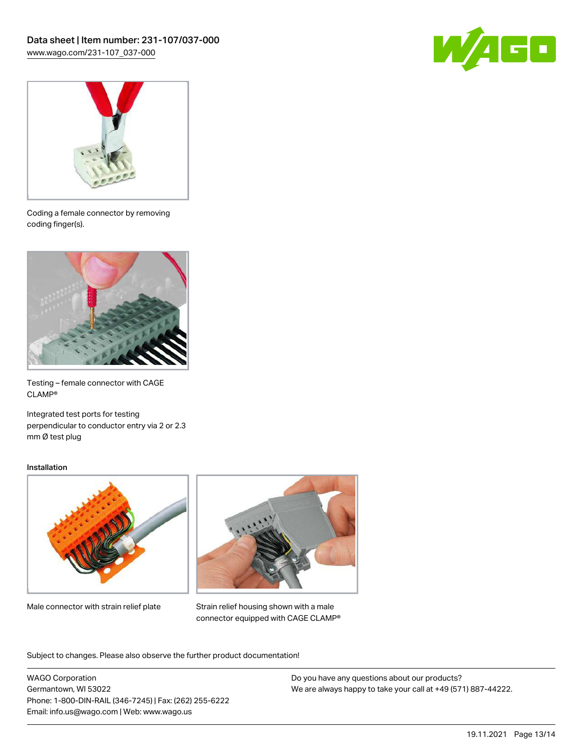Coding a female connector by removing coding finger(s).

Testing – female connector with CAGE CLAMP®

Integrated test ports for testing perpendicular to conductor entry via 2 or 2.3 mm Ø test plug

### Installation

Male connector with strain relief plate

Strain relief housing shown with a male connector equipped with CAGE CLAMP®

Subject to changes. Please also observe the further product documentation!

WAGO Corporation
Germantown, WI 53022
Phone: 1-800-DIN-RAIL (346-7245) | Fax: (262) 255-6222
Email: info.us@wago.com | Web: www.wago.us

Do you have any questions about our products?
We are always happy to take your call at +49 (571) 887-44222.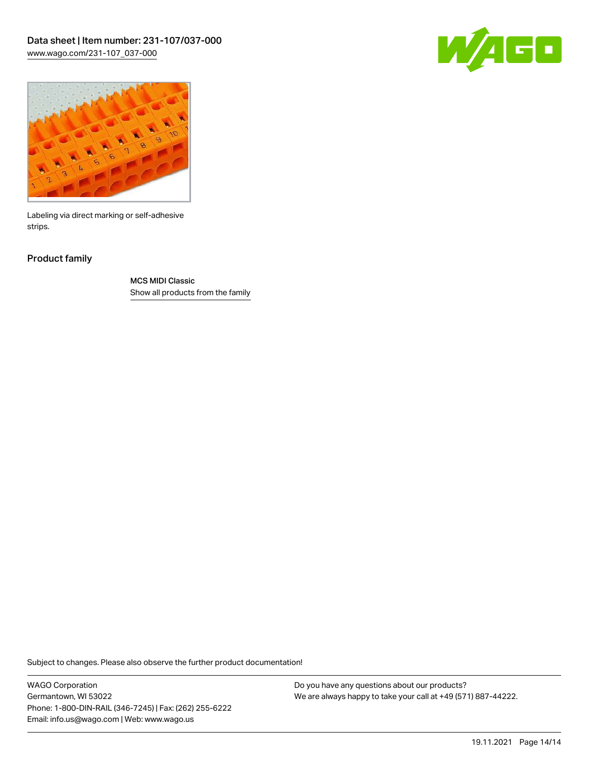Labeling via direct marking or self-adhesive strips.

## Product family

MCS MIDI Classic
Show all products from the family

Subject to changes. Please also observe the further product documentation!

WAGO Corporation
Germantown, WI 53022
Phone: 1-800-DIN-RAIL (346-7245) | Fax: (262) 255-6222
Email: info.us@wago.com | Web: www.wago.us

Do you have any questions about our products?
We are always happy to take your call at +49 (571) 887-44222.